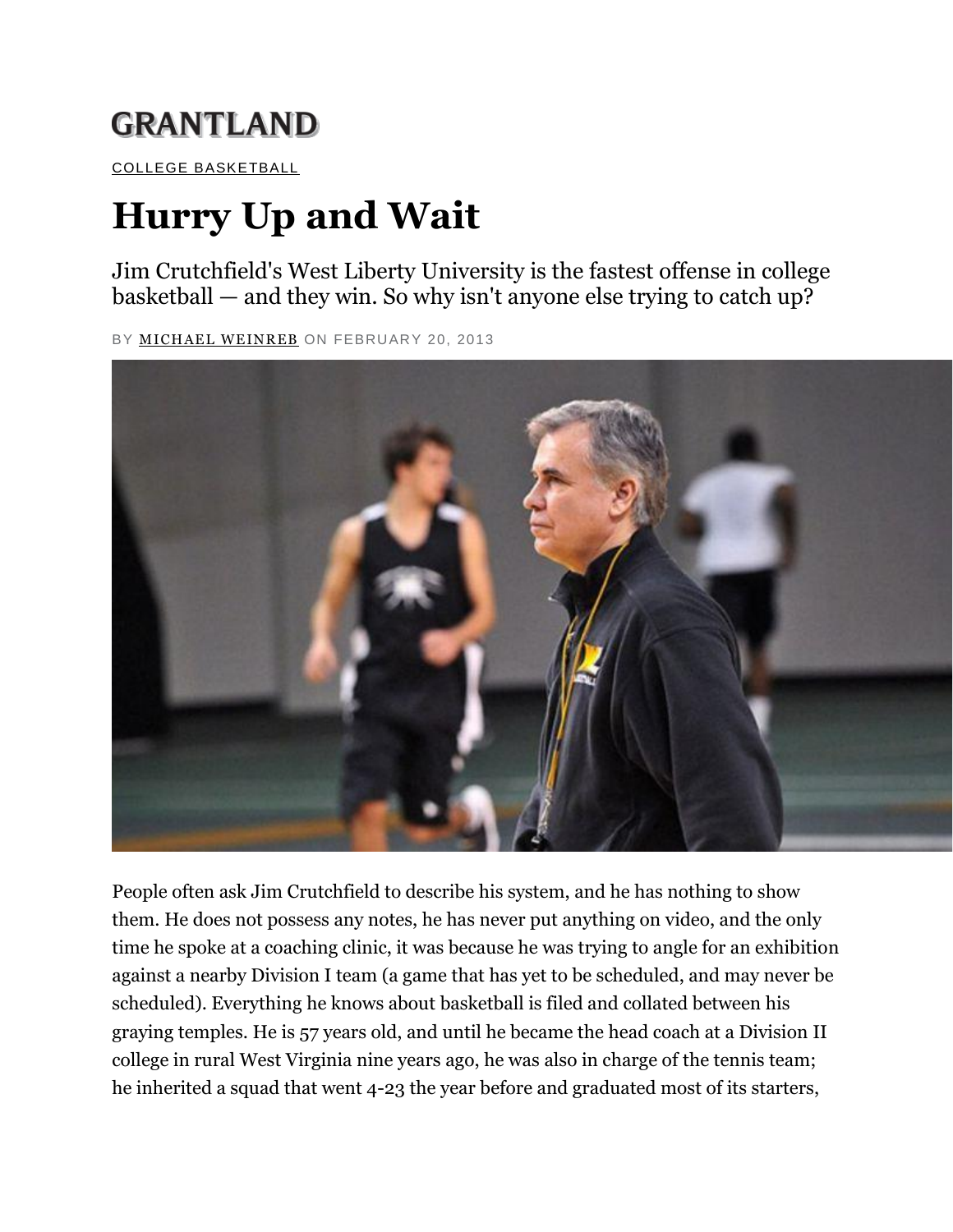GRANTLAND

COLLEGE BASKETBALL

# Hurry Up and Wait

Jim Crutchfield's West Liberty University is the fastest offense in college basketball — and they win. So why isn't anyone else trying to catch up?

BY MICHAEL WEINREB ON FEBRUARY 20, 2013

People often ask Jim Crutchfield to describe his system, and he has nothing to show them. He does not possess any notes, he has never put anything on video, and the only time he spoke at a coaching clinic, it was because he was trying to angle for an exhibition against a nearby Division I team (a game that has yet to be scheduled, and may never be scheduled). Everything he knows about basketball is filed and collated between his graying temples. He is 57 years old, and until he became the head coach at a Division II college in rural West Virginia nine years ago, he was also in charge of the tennis team; he inherited a squad that went 4-23 the year before and graduated most of its starters,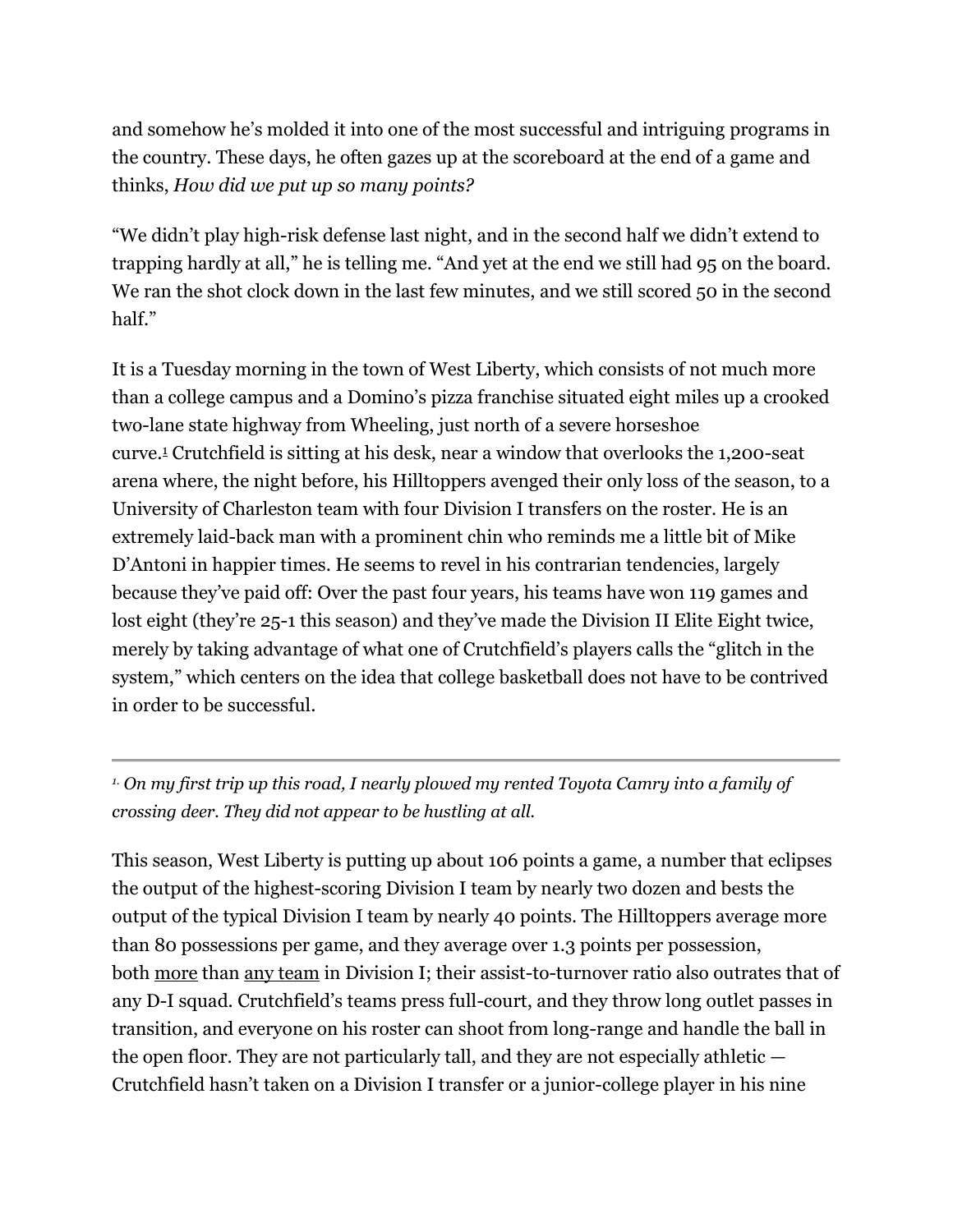and somehow he's molded it into one of the most successful and intriguing programs in the country. These days, he often gazes up at the scoreboard at the end of a game and thinks, *How did we put up so many points?*

"We didn't play high-risk defense last night, and in the second half we didn't extend to trapping hardly at all," he is telling me. "And yet at the end we still had 95 on the board. We ran the shot clock down in the last few minutes, and we still scored 50 in the second half."

It is a Tuesday morning in the town of West Liberty, which consists of not much more than a college campus and a Domino's pizza franchise situated eight miles up a crooked two-lane state highway from Wheeling, just north of a severe horseshoe curve.[1] Crutchfield is sitting at his desk, near a window that overlooks the 1,200-seat arena where, the night before, his Hilltoppers avenged their only loss of the season, to a University of Charleston team with four Division I transfers on the roster. He is an extremely laid-back man with a prominent chin who reminds me a little bit of Mike D'Antoni in happier times. He seems to revel in his contrarian tendencies, largely because they've paid off: Over the past four years, his teams have won 119 games and lost eight (they're 25-1 this season) and they've made the Division II Elite Eight twice, merely by taking advantage of what one of Crutchfield's players calls the "glitch in the system," which centers on the idea that college basketball does not have to be contrived in order to be successful.

---

*[1] On my first trip up this road, I nearly plowed my rented Toyota Camry into a family of crossing deer. They did not appear to be hustling at all.*

This season, West Liberty is putting up about 106 points a game, a number that eclipses the output of the highest-scoring Division I team by nearly two dozen and bests the output of the typical Division I team by nearly 40 points. The Hilltoppers average more than 80 possessions per game, and they average over 1.3 points per possession, both more than any team in Division I; their assist-to-turnover ratio also outrates that of any D-I squad. Crutchfield's teams press full-court, and they throw long outlet passes in transition, and everyone on his roster can shoot from long-range and handle the ball in the open floor. They are not particularly tall, and they are not especially athletic — Crutchfield hasn't taken on a Division I transfer or a junior-college player in his nine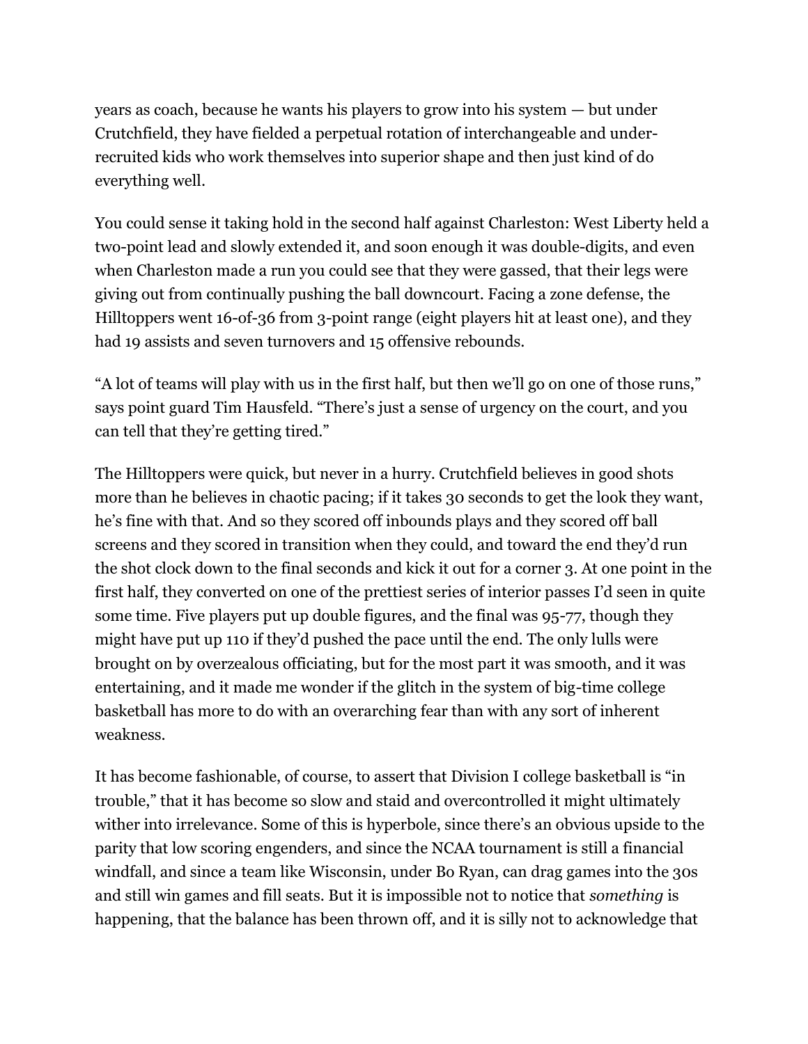years as coach, because he wants his players to grow into his system — but under Crutchfield, they have fielded a perpetual rotation of interchangeable and under-recruited kids who work themselves into superior shape and then just kind of do everything well.

You could sense it taking hold in the second half against Charleston: West Liberty held a two-point lead and slowly extended it, and soon enough it was double-digits, and even when Charleston made a run you could see that they were gassed, that their legs were giving out from continually pushing the ball downcourt. Facing a zone defense, the Hilltoppers went 16-of-36 from 3-point range (eight players hit at least one), and they had 19 assists and seven turnovers and 15 offensive rebounds.

"A lot of teams will play with us in the first half, but then we'll go on one of those runs," says point guard Tim Hausfeld. "There's just a sense of urgency on the court, and you can tell that they're getting tired."

The Hilltoppers were quick, but never in a hurry. Crutchfield believes in good shots more than he believes in chaotic pacing; if it takes 30 seconds to get the look they want, he's fine with that. And so they scored off inbounds plays and they scored off ball screens and they scored in transition when they could, and toward the end they'd run the shot clock down to the final seconds and kick it out for a corner 3. At one point in the first half, they converted on one of the prettiest series of interior passes I'd seen in quite some time. Five players put up double figures, and the final was 95-77, though they might have put up 110 if they'd pushed the pace until the end. The only lulls were brought on by overzealous officiating, but for the most part it was smooth, and it was entertaining, and it made me wonder if the glitch in the system of big-time college basketball has more to do with an overarching fear than with any sort of inherent weakness.

It has become fashionable, of course, to assert that Division I college basketball is "in trouble," that it has become so slow and staid and overcontrolled it might ultimately wither into irrelevance. Some of this is hyperbole, since there's an obvious upside to the parity that low scoring engenders, and since the NCAA tournament is still a financial windfall, and since a team like Wisconsin, under Bo Ryan, can drag games into the 30s and still win games and fill seats. But it is impossible not to notice that *something* is happening, that the balance has been thrown off, and it is silly not to acknowledge that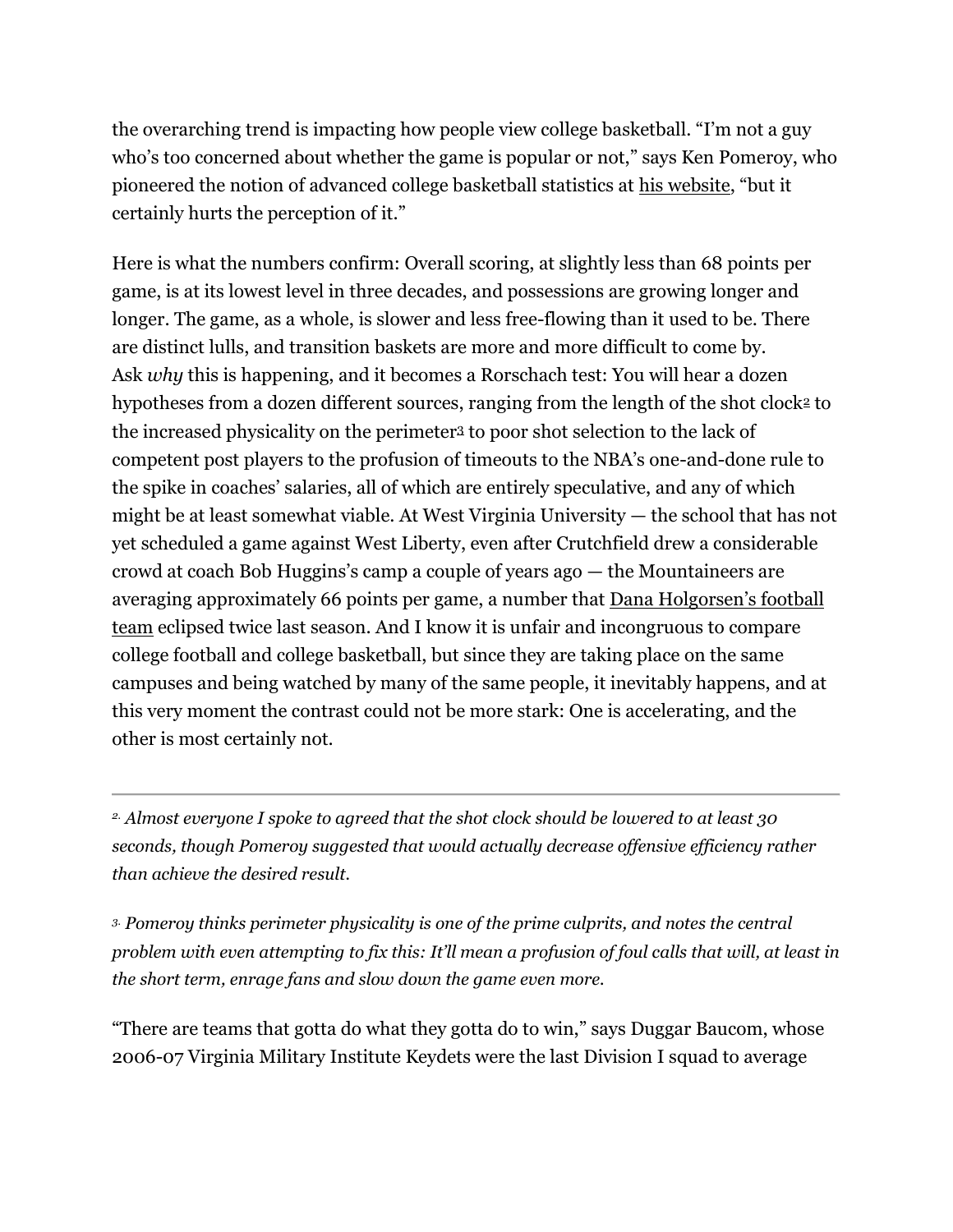the overarching trend is impacting how people view college basketball. “I’m not a guy who’s too concerned about whether the game is popular or not,” says Ken Pomeroy, who pioneered the notion of advanced college basketball statistics at his website, “but it certainly hurts the perception of it.”

Here is what the numbers confirm: Overall scoring, at slightly less than 68 points per game, is at its lowest level in three decades, and possessions are growing longer and longer. The game, as a whole, is slower and less free-flowing than it used to be. There are distinct lulls, and transition baskets are more and more difficult to come by. Ask *why* this is happening, and it becomes a Rorschach test: You will hear a dozen hypotheses from a dozen different sources, ranging from the length of the shot clock[2] to the increased physicality on the perimeter[3] to poor shot selection to the lack of competent post players to the profusion of timeouts to the NBA’s one-and-done rule to the spike in coaches’ salaries, all of which are entirely speculative, and any of which might be at least somewhat viable. At West Virginia University — the school that has not yet scheduled a game against West Liberty, even after Crutchfield drew a considerable crowd at coach Bob Huggins’s camp a couple of years ago — the Mountaineers are averaging approximately 66 points per game, a number that Dana Holgorsen’s football team eclipsed twice last season. And I know it is unfair and incongruous to compare college football and college basketball, but since they are taking place on the same campuses and being watched by many of the same people, it inevitably happens, and at this very moment the contrast could not be more stark: One is accelerating, and the other is most certainly not.

---

[2] *Almost everyone I spoke to agreed that the shot clock should be lowered to at least 30 seconds, though Pomeroy suggested that would actually decrease offensive efficiency rather than achieve the desired result.*

[3] *Pomeroy thinks perimeter physicality is one of the prime culprits, and notes the central problem with even attempting to fix this: It’ll mean a profusion of foul calls that will, at least in the short term, enrage fans and slow down the game even more.*

“There are teams that gotta do what they gotta do to win,” says Duggar Baucom, whose 2006-07 Virginia Military Institute Keydets were the last Division I squad to average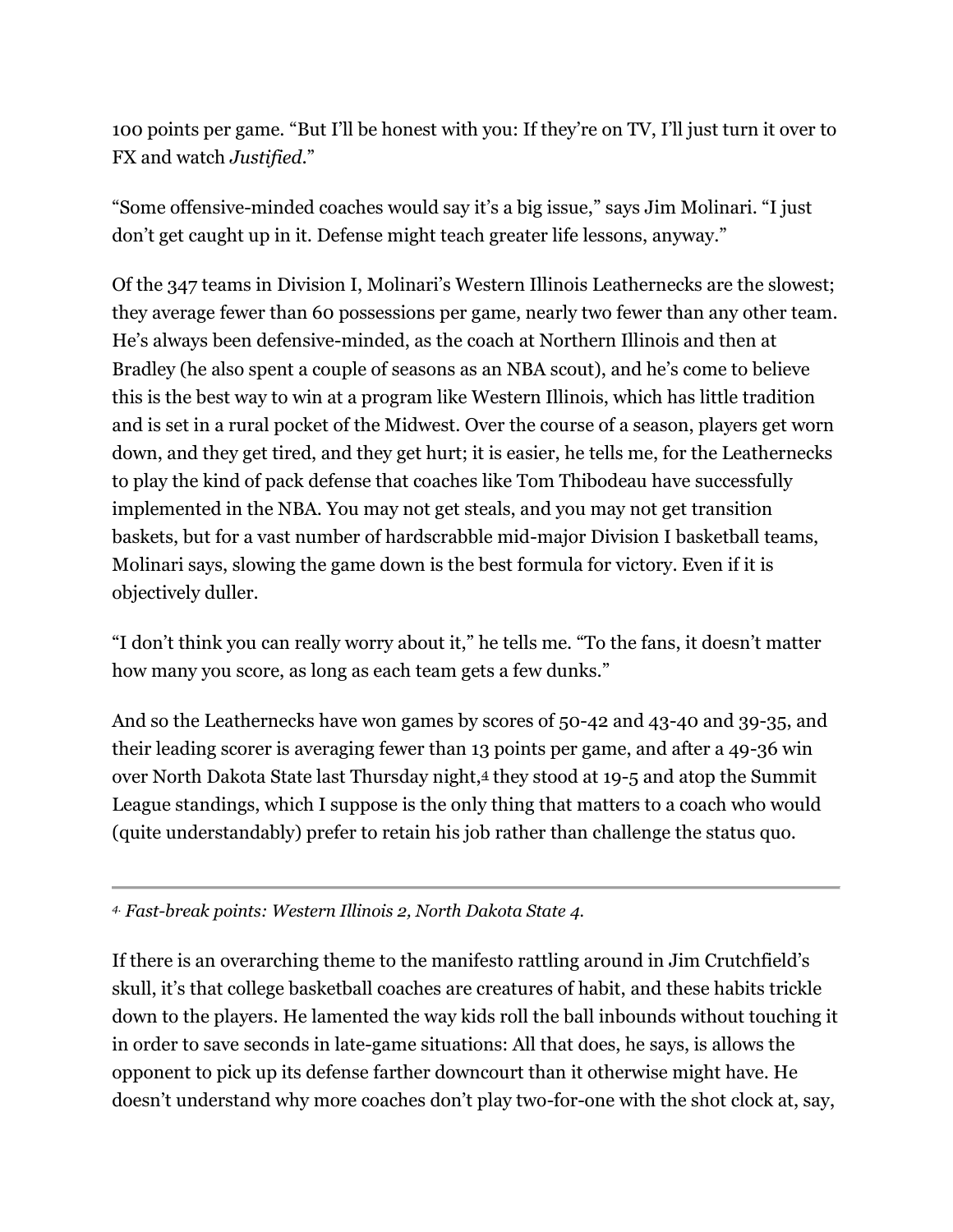100 points per game. “But I’ll be honest with you: If they’re on TV, I’ll just turn it over to FX and watch *Justified*.”

“Some offensive-minded coaches would say it’s a big issue,” says Jim Molinari. “I just don’t get caught up in it. Defense might teach greater life lessons, anyway.”

Of the 347 teams in Division I, Molinari’s Western Illinois Leathernecks are the slowest; they average fewer than 60 possessions per game, nearly two fewer than any other team. He’s always been defensive-minded, as the coach at Northern Illinois and then at Bradley (he also spent a couple of seasons as an NBA scout), and he’s come to believe this is the best way to win at a program like Western Illinois, which has little tradition and is set in a rural pocket of the Midwest. Over the course of a season, players get worn down, and they get tired, and they get hurt; it is easier, he tells me, for the Leathernecks to play the kind of pack defense that coaches like Tom Thibodeau have successfully implemented in the NBA. You may not get steals, and you may not get transition baskets, but for a vast number of hardscrabble mid-major Division I basketball teams, Molinari says, slowing the game down is the best formula for victory. Even if it is objectively duller.

“I don’t think you can really worry about it,” he tells me. “To the fans, it doesn’t matter how many you score, as long as each team gets a few dunks.”

And so the Leathernecks have won games by scores of 50-42 and 43-40 and 39-35, and their leading scorer is averaging fewer than 13 points per game, and after a 49-36 win over North Dakota State last Thursday night,[4] they stood at 19-5 and atop the Summit League standings, which I suppose is the only thing that matters to a coach who would (quite understandably) prefer to retain his job rather than challenge the status quo.

---

[4] *Fast-break points: Western Illinois 2, North Dakota State 4.*

If there is an overarching theme to the manifesto rattling around in Jim Crutchfield’s skull, it’s that college basketball coaches are creatures of habit, and these habits trickle down to the players. He lamented the way kids roll the ball inbounds without touching it in order to save seconds in late-game situations: All that does, he says, is allows the opponent to pick up its defense farther downcourt than it otherwise might have. He doesn’t understand why more coaches don’t play two-for-one with the shot clock at, say,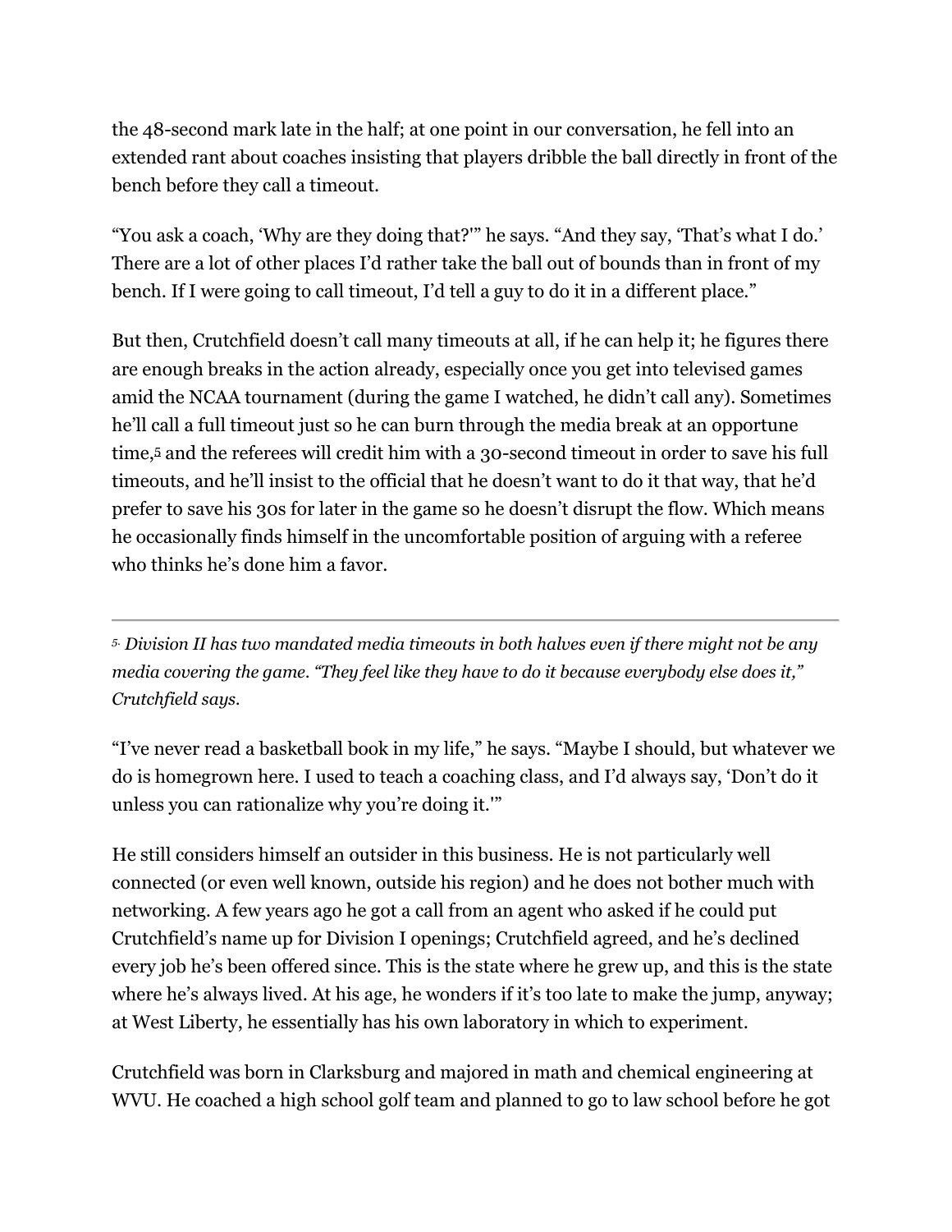the 48-second mark late in the half; at one point in our conversation, he fell into an extended rant about coaches insisting that players dribble the ball directly in front of the bench before they call a timeout.

"You ask a coach, 'Why are they doing that?'" he says. "And they say, 'That's what I do.' There are a lot of other places I'd rather take the ball out of bounds than in front of my bench. If I were going to call timeout, I'd tell a guy to do it in a different place."

But then, Crutchfield doesn't call many timeouts at all, if he can help it; he figures there are enough breaks in the action already, especially once you get into televised games amid the NCAA tournament (during the game I watched, he didn't call any). Sometimes he'll call a full timeout just so he can burn through the media break at an opportune time,[5] and the referees will credit him with a 30-second timeout in order to save his full timeouts, and he'll insist to the official that he doesn't want to do it that way, that he'd prefer to save his 30s for later in the game so he doesn't disrupt the flow. Which means he occasionally finds himself in the uncomfortable position of arguing with a referee who thinks he's done him a favor.

---

*[5] Division II has two mandated media timeouts in both halves even if there might not be any media covering the game. "They feel like they have to do it because everybody else does it," Crutchfield says.*

"I've never read a basketball book in my life," he says. "Maybe I should, but whatever we do is homegrown here. I used to teach a coaching class, and I'd always say, 'Don't do it unless you can rationalize why you're doing it.'"

He still considers himself an outsider in this business. He is not particularly well connected (or even well known, outside his region) and he does not bother much with networking. A few years ago he got a call from an agent who asked if he could put Crutchfield's name up for Division I openings; Crutchfield agreed, and he's declined every job he's been offered since. This is the state where he grew up, and this is the state where he's always lived. At his age, he wonders if it's too late to make the jump, anyway; at West Liberty, he essentially has his own laboratory in which to experiment.

Crutchfield was born in Clarksburg and majored in math and chemical engineering at WVU. He coached a high school golf team and planned to go to law school before he got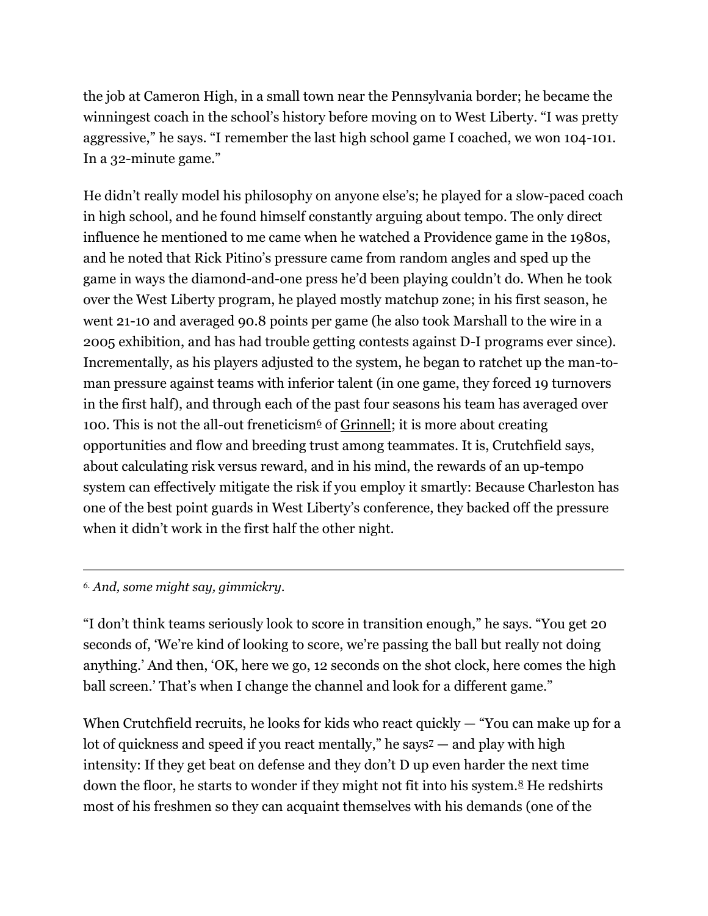the job at Cameron High, in a small town near the Pennsylvania border; he became the winningest coach in the school's history before moving on to West Liberty. "I was pretty aggressive," he says. "I remember the last high school game I coached, we won 104-101. In a 32-minute game."

He didn't really model his philosophy on anyone else's; he played for a slow-paced coach in high school, and he found himself constantly arguing about tempo. The only direct influence he mentioned to me came when he watched a Providence game in the 1980s, and he noted that Rick Pitino's pressure came from random angles and sped up the game in ways the diamond-and-one press he'd been playing couldn't do. When he took over the West Liberty program, he played mostly matchup zone; in his first season, he went 21-10 and averaged 90.8 points per game (he also took Marshall to the wire in a 2005 exhibition, and has had trouble getting contests against D-I programs ever since). Incrementally, as his players adjusted to the system, he began to ratchet up the man-to-man pressure against teams with inferior talent (in one game, they forced 19 turnovers in the first half), and through each of the past four seasons his team has averaged over 100. This is not the all-out freneticism[6] of Grinnell; it is more about creating opportunities and flow and breeding trust among teammates. It is, Crutchfield says, about calculating risk versus reward, and in his mind, the rewards of an up-tempo system can effectively mitigate the risk if you employ it smartly: Because Charleston has one of the best point guards in West Liberty's conference, they backed off the pressure when it didn't work in the first half the other night.

---

[6] *And, some might say, gimmickry.*

"I don't think teams seriously look to score in transition enough," he says. "You get 20 seconds of, 'We're kind of looking to score, we're passing the ball but really not doing anything.' And then, 'OK, here we go, 12 seconds on the shot clock, here comes the high ball screen.' That's when I change the channel and look for a different game."

When Crutchfield recruits, he looks for kids who react quickly — "You can make up for a lot of quickness and speed if you react mentally," he says[7] — and play with high intensity: If they get beat on defense and they don't D up even harder the next time down the floor, he starts to wonder if they might not fit into his system.[8] He redshirts most of his freshmen so they can acquaint themselves with his demands (one of the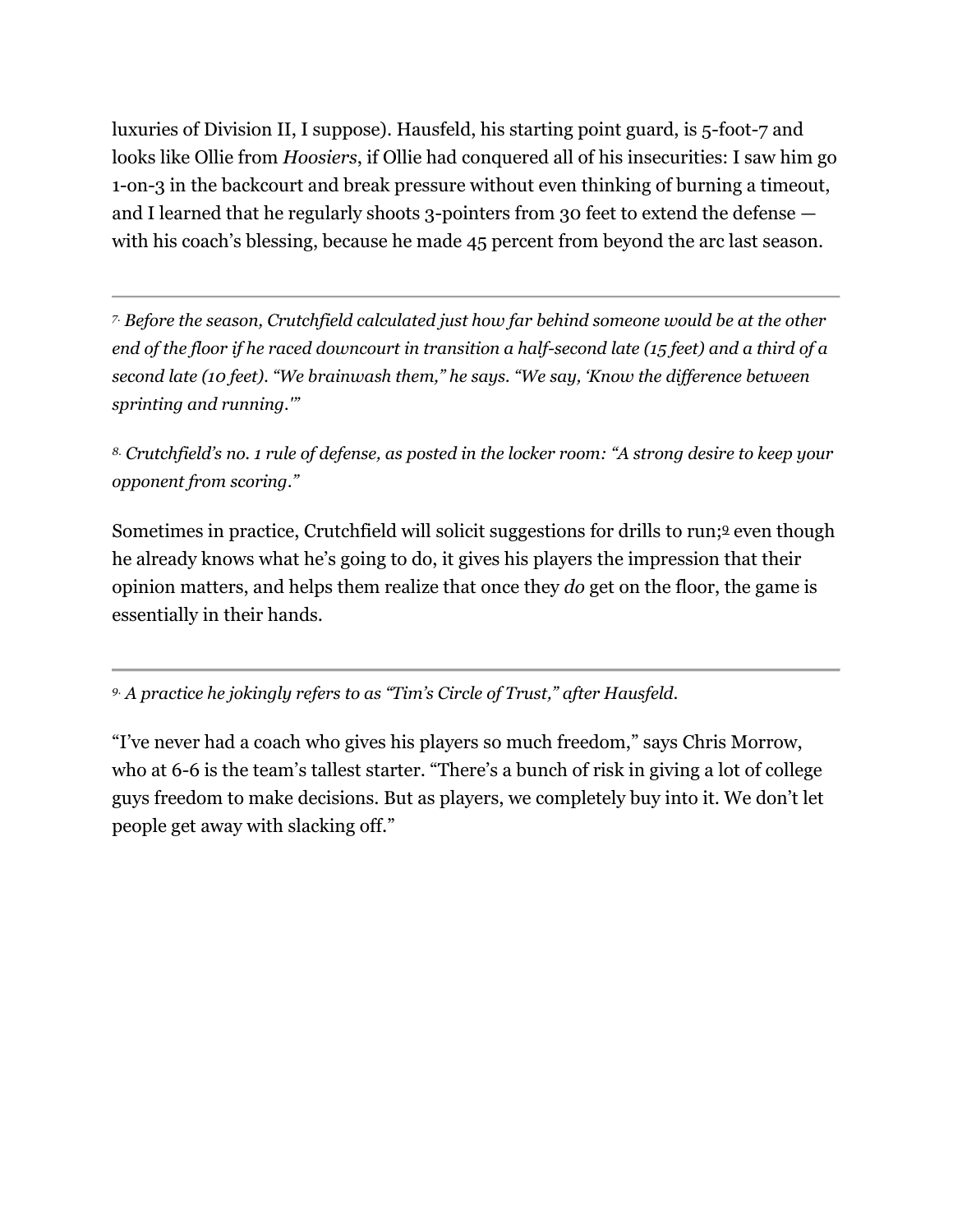luxuries of Division II, I suppose). Hausfeld, his starting point guard, is 5-foot-7 and looks like Ollie from *Hoosiers*, if Ollie had conquered all of his insecurities: I saw him go 1-on-3 in the backcourt and break pressure without even thinking of burning a timeout, and I learned that he regularly shoots 3-pointers from 30 feet to extend the defense — with his coach's blessing, because he made 45 percent from beyond the arc last season.

---

[7.] *Before the season, Crutchfield calculated just how far behind someone would be at the other end of the floor if he raced downcourt in transition a half-second late (15 feet) and a third of a second late (10 feet). "We brainwash them," he says. "We say, 'Know the difference between sprinting and running.'"*

[8.] *Crutchfield's no. 1 rule of defense, as posted in the locker room: "A strong desire to keep your opponent from scoring."*

Sometimes in practice, Crutchfield will solicit suggestions for drills to run;[9] even though he already knows what he's going to do, it gives his players the impression that their opinion matters, and helps them realize that once they *do* get on the floor, the game is essentially in their hands.

---

[9.] *A practice he jokingly refers to as "Tim's Circle of Trust," after Hausfeld.*

"I've never had a coach who gives his players so much freedom," says Chris Morrow, who at 6-6 is the team's tallest starter. "There's a bunch of risk in giving a lot of college guys freedom to make decisions. But as players, we completely buy into it. We don't let people get away with slacking off."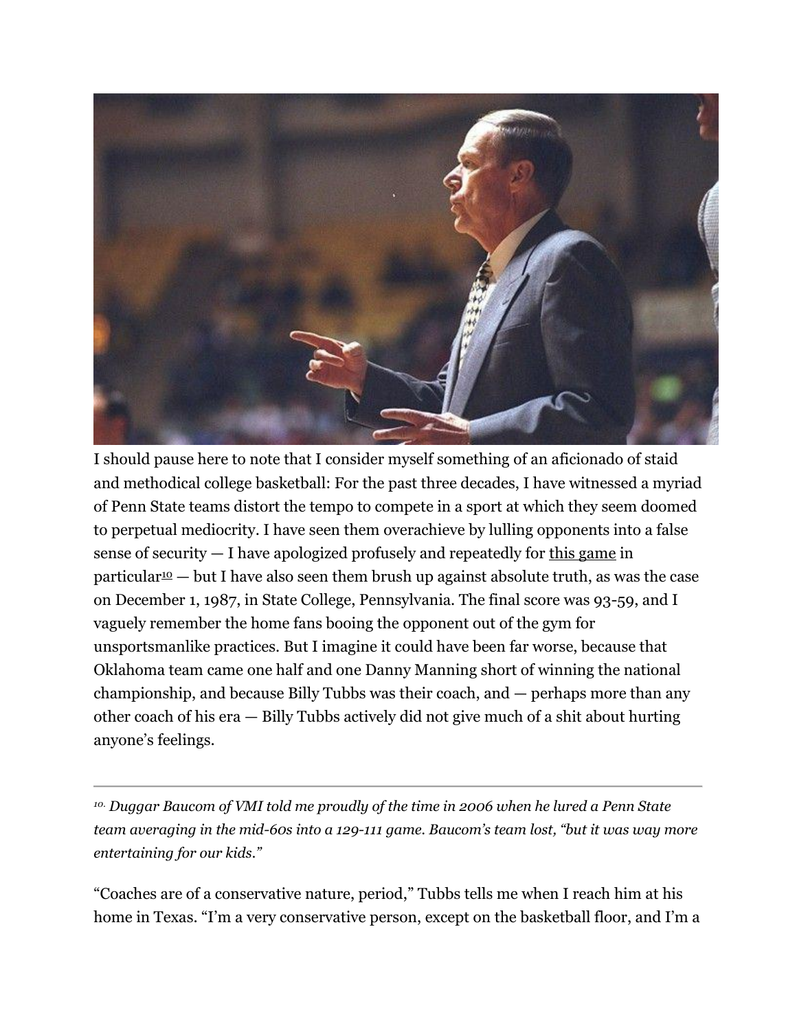I should pause here to note that I consider myself something of an aficionado of staid and methodical college basketball: For the past three decades, I have witnessed a myriad of Penn State teams distort the tempo to compete in a sport at which they seem doomed to perpetual mediocrity. I have seen them overachieve by lulling opponents into a false sense of security — I have apologized profusely and repeatedly for this game in particular[10] — but I have also seen them brush up against absolute truth, as was the case on December 1, 1987, in State College, Pennsylvania. The final score was 93-59, and I vaguely remember the home fans booing the opponent out of the gym for unsportsmanlike practices. But I imagine it could have been far worse, because that Oklahoma team came one half and one Danny Manning short of winning the national championship, and because Billy Tubbs was their coach, and — perhaps more than any other coach of his era — Billy Tubbs actively did not give much of a shit about hurting anyone's feelings.

---

*[10] Duggar Baucom of VMI told me proudly of the time in 2006 when he lured a Penn State team averaging in the mid-60s into a 129-111 game. Baucom's team lost, "but it was way more entertaining for our kids."*

"Coaches are of a conservative nature, period," Tubbs tells me when I reach him at his home in Texas. "I'm a very conservative person, except on the basketball floor, and I'm a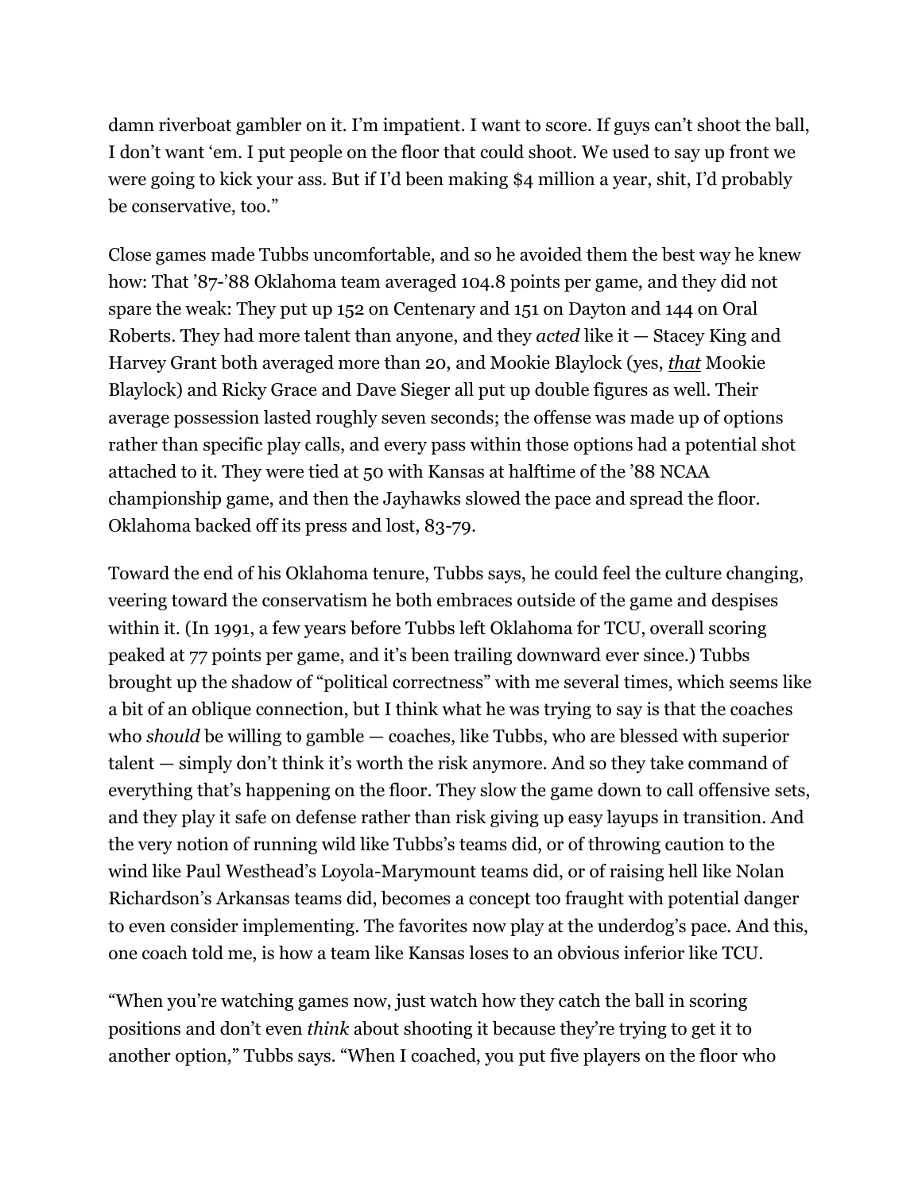damn riverboat gambler on it. I'm impatient. I want to score. If guys can't shoot the ball, I don't want 'em. I put people on the floor that could shoot. We used to say up front we were going to kick your ass. But if I'd been making $4 million a year, shit, I'd probably be conservative, too."

Close games made Tubbs uncomfortable, and so he avoided them the best way he knew how: That '87-'88 Oklahoma team averaged 104.8 points per game, and they did not spare the weak: They put up 152 on Centenary and 151 on Dayton and 144 on Oral Roberts. They had more talent than anyone, and they *acted* like it — Stacey King and Harvey Grant both averaged more than 20, and Mookie Blaylock (yes, *that* Mookie Blaylock) and Ricky Grace and Dave Sieger all put up double figures as well. Their average possession lasted roughly seven seconds; the offense was made up of options rather than specific play calls, and every pass within those options had a potential shot attached to it. They were tied at 50 with Kansas at halftime of the '88 NCAA championship game, and then the Jayhawks slowed the pace and spread the floor. Oklahoma backed off its press and lost, 83-79.

Toward the end of his Oklahoma tenure, Tubbs says, he could feel the culture changing, veering toward the conservatism he both embraces outside of the game and despises within it. (In 1991, a few years before Tubbs left Oklahoma for TCU, overall scoring peaked at 77 points per game, and it's been trailing downward ever since.) Tubbs brought up the shadow of "political correctness" with me several times, which seems like a bit of an oblique connection, but I think what he was trying to say is that the coaches who *should* be willing to gamble — coaches, like Tubbs, who are blessed with superior talent — simply don't think it's worth the risk anymore. And so they take command of everything that's happening on the floor. They slow the game down to call offensive sets, and they play it safe on defense rather than risk giving up easy layups in transition. And the very notion of running wild like Tubbs's teams did, or of throwing caution to the wind like Paul Westhead's Loyola-Marymount teams did, or of raising hell like Nolan Richardson's Arkansas teams did, becomes a concept too fraught with potential danger to even consider implementing. The favorites now play at the underdog's pace. And this, one coach told me, is how a team like Kansas loses to an obvious inferior like TCU.

"When you're watching games now, just watch how they catch the ball in scoring positions and don't even *think* about shooting it because they're trying to get it to another option," Tubbs says. "When I coached, you put five players on the floor who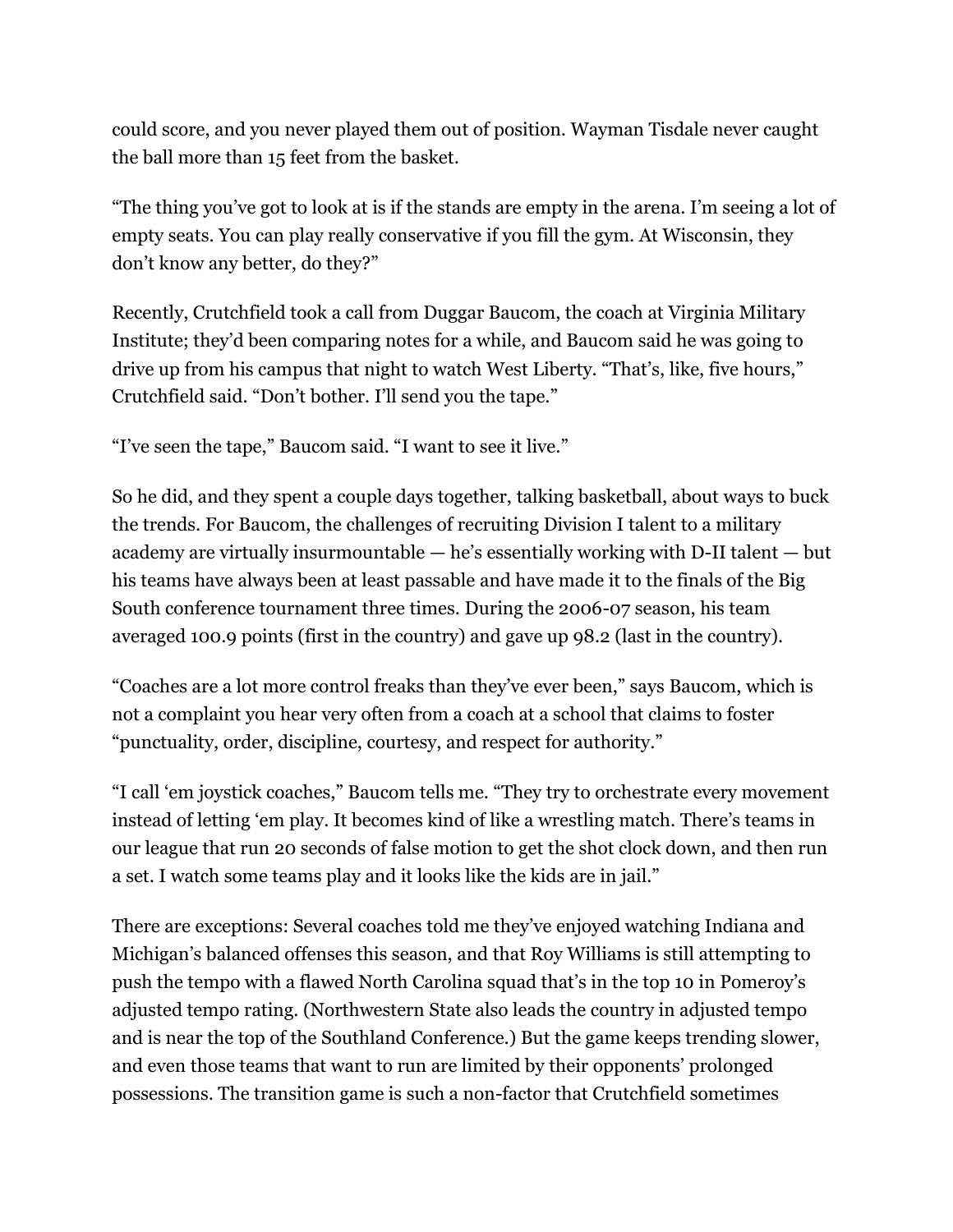could score, and you never played them out of position. Wayman Tisdale never caught the ball more than 15 feet from the basket.

"The thing you've got to look at is if the stands are empty in the arena. I'm seeing a lot of empty seats. You can play really conservative if you fill the gym. At Wisconsin, they don't know any better, do they?"

Recently, Crutchfield took a call from Duggar Baucom, the coach at Virginia Military Institute; they'd been comparing notes for a while, and Baucom said he was going to drive up from his campus that night to watch West Liberty. "That's, like, five hours," Crutchfield said. "Don't bother. I'll send you the tape."

"I've seen the tape," Baucom said. "I want to see it live."

So he did, and they spent a couple days together, talking basketball, about ways to buck the trends. For Baucom, the challenges of recruiting Division I talent to a military academy are virtually insurmountable — he's essentially working with D-II talent — but his teams have always been at least passable and have made it to the finals of the Big South conference tournament three times. During the 2006-07 season, his team averaged 100.9 points (first in the country) and gave up 98.2 (last in the country).

"Coaches are a lot more control freaks than they've ever been," says Baucom, which is not a complaint you hear very often from a coach at a school that claims to foster "punctuality, order, discipline, courtesy, and respect for authority."

"I call 'em joystick coaches," Baucom tells me. "They try to orchestrate every movement instead of letting 'em play. It becomes kind of like a wrestling match. There's teams in our league that run 20 seconds of false motion to get the shot clock down, and then run a set. I watch some teams play and it looks like the kids are in jail."

There are exceptions: Several coaches told me they've enjoyed watching Indiana and Michigan's balanced offenses this season, and that Roy Williams is still attempting to push the tempo with a flawed North Carolina squad that's in the top 10 in Pomeroy's adjusted tempo rating. (Northwestern State also leads the country in adjusted tempo and is near the top of the Southland Conference.) But the game keeps trending slower, and even those teams that want to run are limited by their opponents' prolonged possessions. The transition game is such a non-factor that Crutchfield sometimes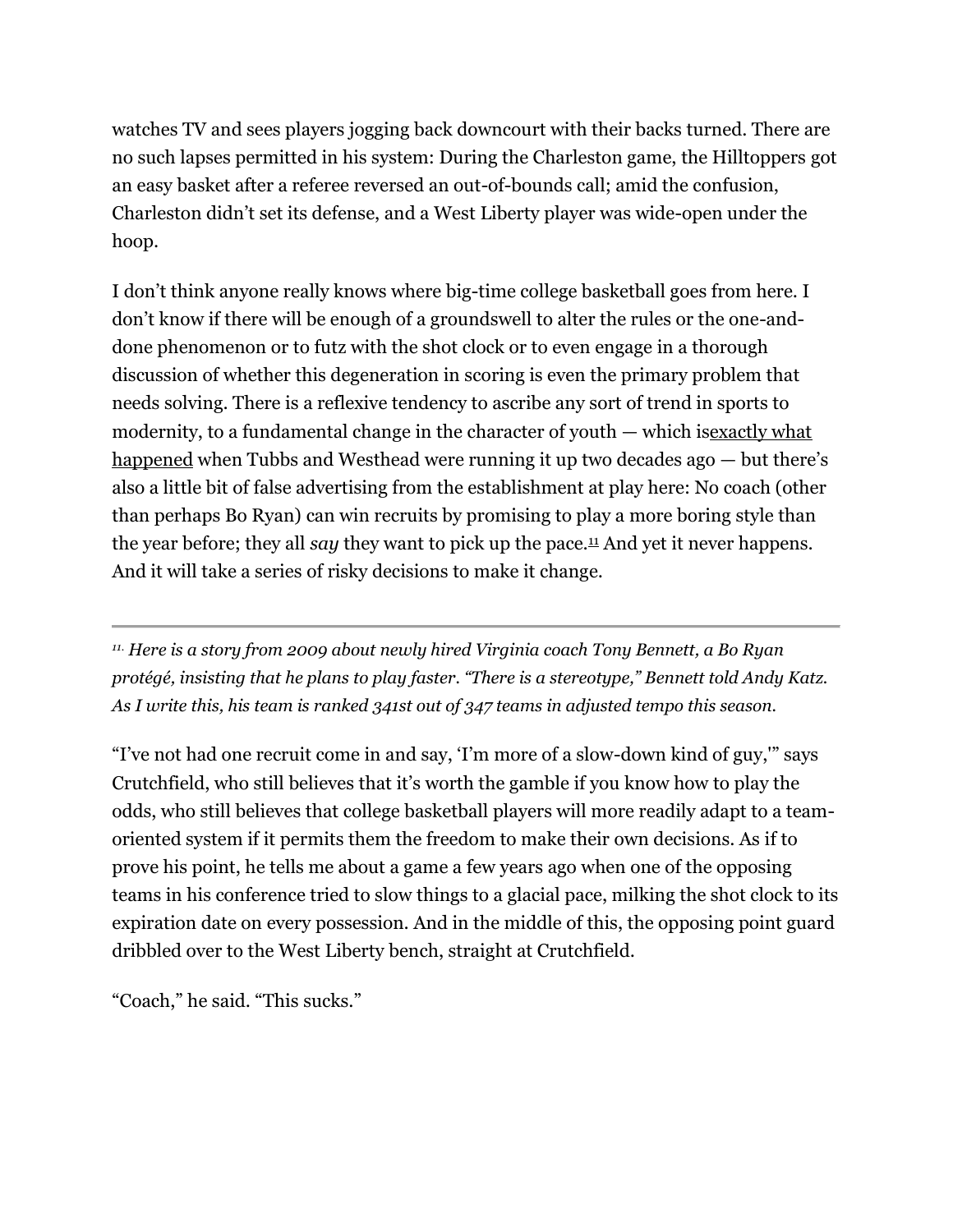watches TV and sees players jogging back downcourt with their backs turned. There are no such lapses permitted in his system: During the Charleston game, the Hilltoppers got an easy basket after a referee reversed an out-of-bounds call; amid the confusion, Charleston didn't set its defense, and a West Liberty player was wide-open under the hoop.

I don't think anyone really knows where big-time college basketball goes from here. I don't know if there will be enough of a groundswell to alter the rules or the one-and-done phenomenon or to futz with the shot clock or to even engage in a thorough discussion of whether this degeneration in scoring is even the primary problem that needs solving. There is a reflexive tendency to ascribe any sort of trend in sports to modernity, to a fundamental change in the character of youth — which isexactly what happened when Tubbs and Westhead were running it up two decades ago — but there's also a little bit of false advertising from the establishment at play here: No coach (other than perhaps Bo Ryan) can win recruits by promising to play a more boring style than the year before; they all *say* they want to pick up the pace.[11] And yet it never happens. And it will take a series of risky decisions to make it change.

---

*[11] Here is a story from 2009 about newly hired Virginia coach Tony Bennett, a Bo Ryan protégé, insisting that he plans to play faster. "There is a stereotype," Bennett told Andy Katz. As I write this, his team is ranked 341st out of 347 teams in adjusted tempo this season.*

"I've not had one recruit come in and say, 'I'm more of a slow-down kind of guy,'" says Crutchfield, who still believes that it's worth the gamble if you know how to play the odds, who still believes that college basketball players will more readily adapt to a team-oriented system if it permits them the freedom to make their own decisions. As if to prove his point, he tells me about a game a few years ago when one of the opposing teams in his conference tried to slow things to a glacial pace, milking the shot clock to its expiration date on every possession. And in the middle of this, the opposing point guard dribbled over to the West Liberty bench, straight at Crutchfield.

"Coach," he said. "This sucks."